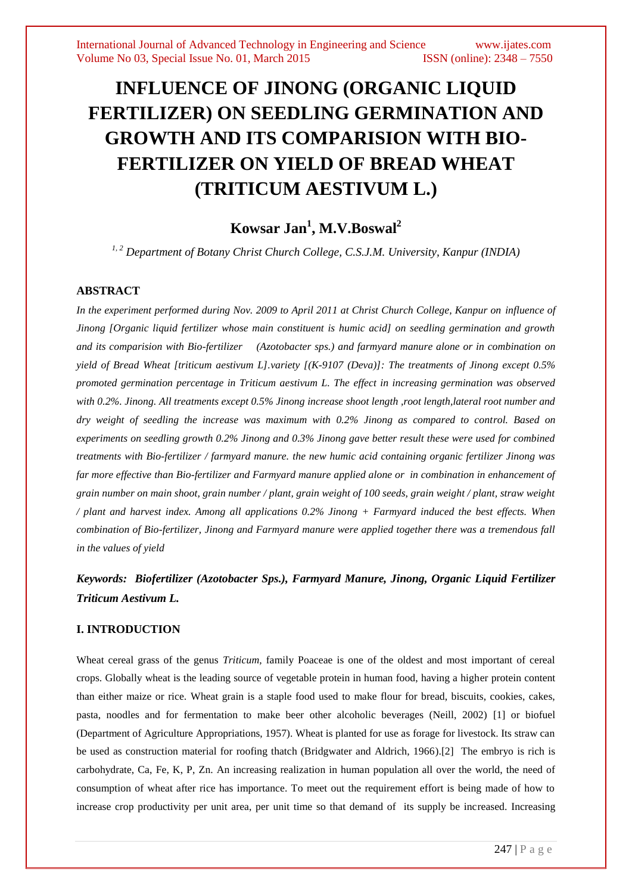# INFLUENCE OF JINONG (ORGANIC LIQUID FERTILIZER) ON SEEDLING GERMINATION AND GROWTH AND ITS COMPARISION WITH BIO-FERTILIZER ON YIELD OF BREAD WHEAT (TRITICUM AESTIVUM L.)

## Kowsar Jan[1], M.V.Boswal[2]

*[1, 2] Department of Botany Christ Church College, C.S.J.M. University, Kanpur (INDIA)*

### ABSTRACT

*In the experiment performed during Nov. 2009 to April 2011 at Christ Church College, Kanpur on influence of Jinong [Organic liquid fertilizer whose main constituent is humic acid] on seedling germination and growth and its comparision with Bio-fertilizer (Azotobacter sps.) and farmyard manure alone or in combination on yield of Bread Wheat [triticum aestivum L].variety [(K-9107 (Deva)]: The treatments of Jinong except 0.5% promoted germination percentage in Triticum aestivum L. The effect in increasing germination was observed with 0.2%. Jinong. All treatments except 0.5% Jinong increase shoot length ,root length,lateral root number and dry weight of seedling the increase was maximum with 0.2% Jinong as compared to control. Based on experiments on seedling growth 0.2% Jinong and 0.3% Jinong gave better result these were used for combined treatments with Bio-fertilizer / farmyard manure. the new humic acid containing organic fertilizer Jinong was far more effective than Bio-fertilizer and Farmyard manure applied alone or in combination in enhancement of grain number on main shoot, grain number / plant, grain weight of 100 seeds, grain weight / plant, straw weight / plant and harvest index. Among all applications 0.2% Jinong + Farmyard induced the best effects. When combination of Bio-fertilizer, Jinong and Farmyard manure were applied together there was a tremendous fall in the values of yield*

***Keywords: Biofertilizer (Azotobacter Sps.), Farmyard Manure, Jinong, Organic Liquid Fertilizer Triticum Aestivum L.***

### I. INTRODUCTION

Wheat cereal grass of the genus *Triticum,* family Poaceae is one of the oldest and most important of cereal crops. Globally wheat is the leading source of vegetable protein in human food, having a higher protein content than either maize or rice. Wheat grain is a staple food used to make flour for bread, biscuits, cookies, cakes, pasta, noodles and for fermentation to make beer other alcoholic beverages (Neill, 2002) [1] or biofuel (Department of Agriculture Appropriations, 1957). Wheat is planted for use as forage for livestock. Its straw can be used as construction material for roofing thatch (Bridgwater and Aldrich, 1966).[2] The embryo is rich is carbohydrate, Ca, Fe, K, P, Zn. An increasing realization in human population all over the world, the need of consumption of wheat after rice has importance. To meet out the requirement effort is being made of how to increase crop productivity per unit area, per unit time so that demand of its supply be increased. Increasing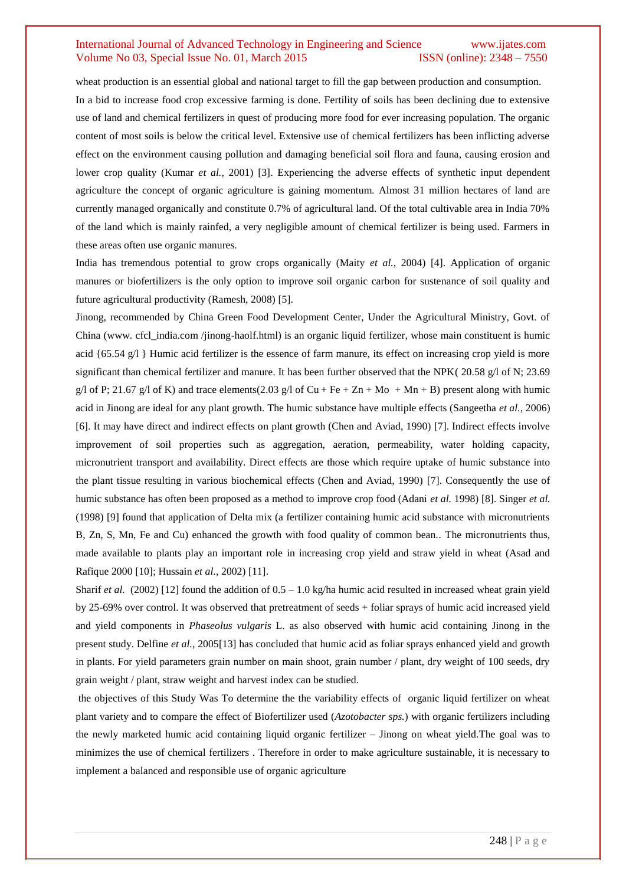wheat production is an essential global and national target to fill the gap between production and consumption. In a bid to increase food crop excessive farming is done. Fertility of soils has been declining due to extensive use of land and chemical fertilizers in quest of producing more food for ever increasing population. The organic content of most soils is below the critical level. Extensive use of chemical fertilizers has been inflicting adverse effect on the environment causing pollution and damaging beneficial soil flora and fauna, causing erosion and lower crop quality (Kumar *et al.*, 2001) [3]. Experiencing the adverse effects of synthetic input dependent agriculture the concept of organic agriculture is gaining momentum. Almost 31 million hectares of land are currently managed organically and constitute 0.7% of agricultural land. Of the total cultivable area in India 70% of the land which is mainly rainfed, a very negligible amount of chemical fertilizer is being used. Farmers in these areas often use organic manures.

India has tremendous potential to grow crops organically (Maity *et al.*, 2004) [4]. Application of organic manures or biofertilizers is the only option to improve soil organic carbon for sustenance of soil quality and future agricultural productivity (Ramesh, 2008) [5].

Jinong, recommended by China Green Food Development Center, Under the Agricultural Ministry, Govt. of China (www. cfcl_india.com /jinong-haolf.html) is an organic liquid fertilizer, whose main constituent is humic acid {65.54 g/l } Humic acid fertilizer is the essence of farm manure, its effect on increasing crop yield is more significant than chemical fertilizer and manure. It has been further observed that the NPK( 20.58 g/l of N; 23.69 g/l of P; 21.67 g/l of K) and trace elements(2.03 g/l of Cu + Fe + Zn + Mo + Mn + B) present along with humic acid in Jinong are ideal for any plant growth. The humic substance have multiple effects (Sangeetha *et al.,* 2006) [6]. It may have direct and indirect effects on plant growth (Chen and Aviad, 1990) [7]. Indirect effects involve improvement of soil properties such as aggregation, aeration, permeability, water holding capacity, micronutrient transport and availability. Direct effects are those which require uptake of humic substance into the plant tissue resulting in various biochemical effects (Chen and Aviad, 1990) [7]. Consequently the use of humic substance has often been proposed as a method to improve crop food (Adani *et al.* 1998) [8]. Singer *et al.* (1998) [9] found that application of Delta mix (a fertilizer containing humic acid substance with micronutrients B, Zn, S, Mn, Fe and Cu) enhanced the growth with food quality of common bean.. The micronutrients thus, made available to plants play an important role in increasing crop yield and straw yield in wheat (Asad and Rafique 2000 [10]; Hussain *et al.*, 2002) [11].

Sharif *et al.* (2002) [12] found the addition of 0.5 – 1.0 kg/ha humic acid resulted in increased wheat grain yield by 25-69% over control. It was observed that pretreatment of seeds + foliar sprays of humic acid increased yield and yield components in *Phaseolus vulgaris* L. as also observed with humic acid containing Jinong in the present study. Delfine *et al.,* 2005[13] has concluded that humic acid as foliar sprays enhanced yield and growth in plants. For yield parameters grain number on main shoot, grain number / plant, dry weight of 100 seeds, dry grain weight / plant, straw weight and harvest index can be studied.

the objectives of this Study Was To determine the the variability effects of organic liquid fertilizer on wheat plant variety and to compare the effect of Biofertilizer used (*Azotobacter sps.*) with organic fertilizers including the newly marketed humic acid containing liquid organic fertilizer – Jinong on wheat yield.The goal was to minimizes the use of chemical fertilizers . Therefore in order to make agriculture sustainable, it is necessary to implement a balanced and responsible use of organic agriculture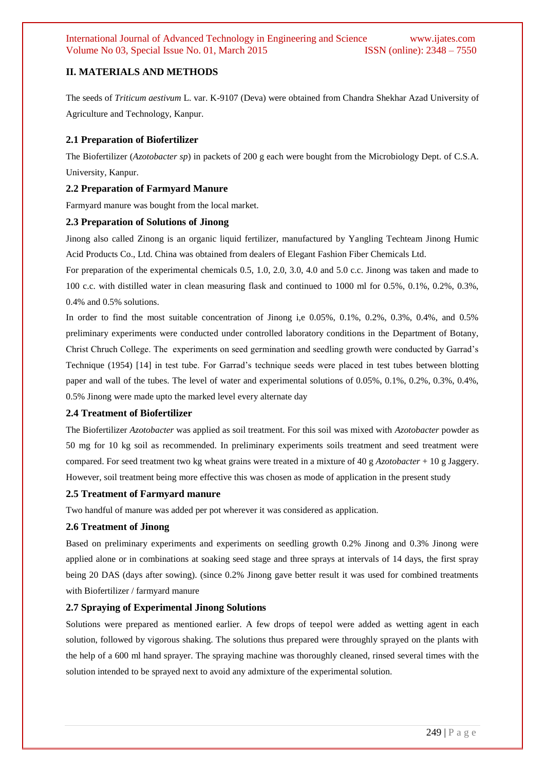## II. MATERIALS AND METHODS

The seeds of *Triticum aestivum* L. var. K-9107 (Deva) were obtained from Chandra Shekhar Azad University of Agriculture and Technology, Kanpur.

### 2.1 Preparation of Biofertilizer

The Biofertilizer (*Azotobacter sp*) in packets of 200 g each were bought from the Microbiology Dept. of C.S.A. University, Kanpur.

### 2.2 Preparation of Farmyard Manure

Farmyard manure was bought from the local market.

### 2.3 Preparation of Solutions of Jinong

Jinong also called Zinong is an organic liquid fertilizer, manufactured by Yangling Techteam Jinong Humic Acid Products Co., Ltd. China was obtained from dealers of Elegant Fashion Fiber Chemicals Ltd.

For preparation of the experimental chemicals 0.5, 1.0, 2.0, 3.0, 4.0 and 5.0 c.c. Jinong was taken and made to 100 c.c. with distilled water in clean measuring flask and continued to 1000 ml for 0.5%, 0.1%, 0.2%, 0.3%, 0.4% and 0.5% solutions.

In order to find the most suitable concentration of Jinong i,e 0.05%, 0.1%, 0.2%, 0.3%, 0.4%, and 0.5% preliminary experiments were conducted under controlled laboratory conditions in the Department of Botany, Christ Chruch College. The experiments on seed germination and seedling growth were conducted by Garrad's Technique (1954) [14] in test tube. For Garrad's technique seeds were placed in test tubes between blotting paper and wall of the tubes. The level of water and experimental solutions of 0.05%, 0.1%, 0.2%, 0.3%, 0.4%, 0.5% Jinong were made upto the marked level every alternate day

### 2.4 Treatment of Biofertilizer

The Biofertilizer *Azotobacter* was applied as soil treatment. For this soil was mixed with *Azotobacter* powder as 50 mg for 10 kg soil as recommended. In preliminary experiments soils treatment and seed treatment were compared. For seed treatment two kg wheat grains were treated in a mixture of 40 g *Azotobacter* + 10 g Jaggery. However, soil treatment being more effective this was chosen as mode of application in the present study

### 2.5 Treatment of Farmyard manure

Two handful of manure was added per pot wherever it was considered as application.

### 2.6 Treatment of Jinong

Based on preliminary experiments and experiments on seedling growth 0.2% Jinong and 0.3% Jinong were applied alone or in combinations at soaking seed stage and three sprays at intervals of 14 days, the first spray being 20 DAS (days after sowing). (since 0.2% Jinong gave better result it was used for combined treatments with Biofertilizer / farmyard manure

### 2.7 Spraying of Experimental Jinong Solutions

Solutions were prepared as mentioned earlier. A few drops of teepol were added as wetting agent in each solution, followed by vigorous shaking. The solutions thus prepared were throughly sprayed on the plants with the help of a 600 ml hand sprayer. The spraying machine was thoroughly cleaned, rinsed several times with the solution intended to be sprayed next to avoid any admixture of the experimental solution.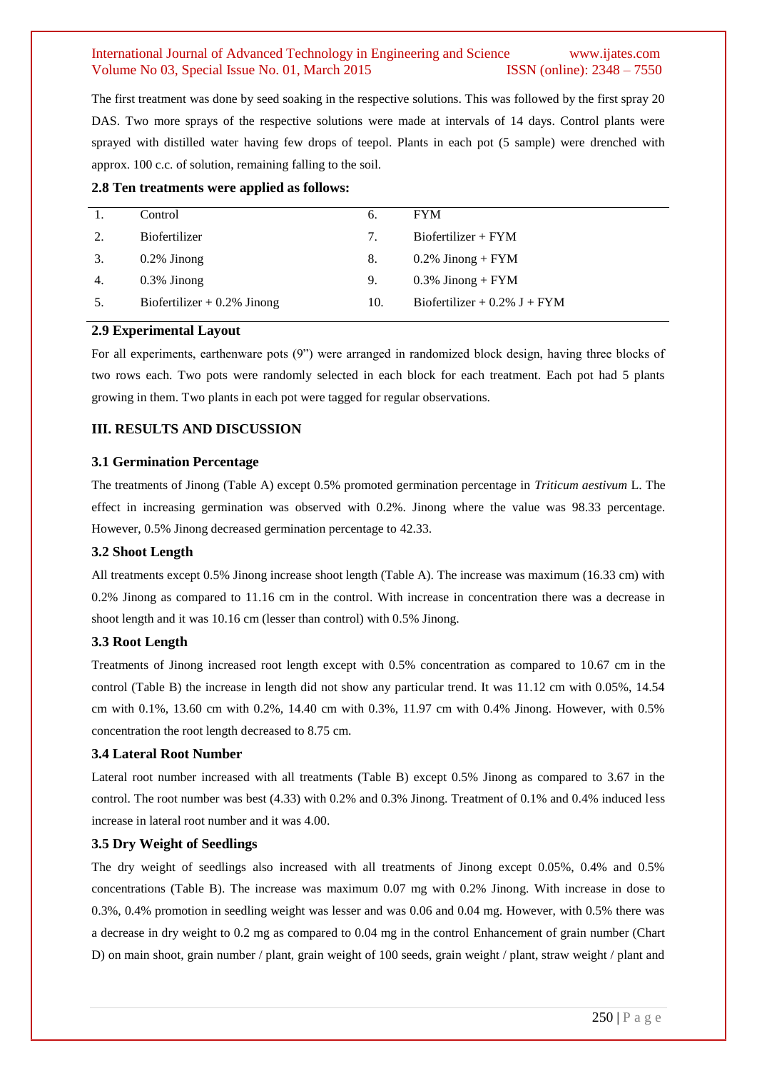The first treatment was done by seed soaking in the respective solutions. This was followed by the first spray 20 DAS. Two more sprays of the respective solutions were made at intervals of 14 days. Control plants were sprayed with distilled water having few drops of teepol. Plants in each pot (5 sample) were drenched with approx. 100 c.c. of solution, remaining falling to the soil.

### 2.8 Ten treatments were applied as follows:

| | | | |
|---|---|---|---|
| 1. | Control | 6. | FYM |
| 2. | Biofertilizer | 7. | Biofertilizer + FYM |
| 3. | 0.2% Jinong | 8. | 0.2% Jinong + FYM |
| 4. | 0.3% Jinong | 9. | 0.3% Jinong + FYM |
| 5. | Biofertilizer + 0.2% Jinong | 10. | Biofertilizer + 0.2% J + FYM |

### 2.9 Experimental Layout

For all experiments, earthenware pots (9") were arranged in randomized block design, having three blocks of two rows each. Two pots were randomly selected in each block for each treatment. Each pot had 5 plants growing in them. Two plants in each pot were tagged for regular observations.

## III. RESULTS AND DISCUSSION

### 3.1 Germination Percentage

The treatments of Jinong (Table A) except 0.5% promoted germination percentage in *Triticum aestivum* L. The effect in increasing germination was observed with 0.2%. Jinong where the value was 98.33 percentage. However, 0.5% Jinong decreased germination percentage to 42.33.

### 3.2 Shoot Length

All treatments except 0.5% Jinong increase shoot length (Table A). The increase was maximum (16.33 cm) with 0.2% Jinong as compared to 11.16 cm in the control. With increase in concentration there was a decrease in shoot length and it was 10.16 cm (lesser than control) with 0.5% Jinong.

### 3.3 Root Length

Treatments of Jinong increased root length except with 0.5% concentration as compared to 10.67 cm in the control (Table B) the increase in length did not show any particular trend. It was 11.12 cm with 0.05%, 14.54 cm with 0.1%, 13.60 cm with 0.2%, 14.40 cm with 0.3%, 11.97 cm with 0.4% Jinong. However, with 0.5% concentration the root length decreased to 8.75 cm.

### 3.4 Lateral Root Number

Lateral root number increased with all treatments (Table B) except 0.5% Jinong as compared to 3.67 in the control. The root number was best (4.33) with 0.2% and 0.3% Jinong. Treatment of 0.1% and 0.4% induced less increase in lateral root number and it was 4.00.

### 3.5 Dry Weight of Seedlings

The dry weight of seedlings also increased with all treatments of Jinong except 0.05%, 0.4% and 0.5% concentrations (Table B). The increase was maximum 0.07 mg with 0.2% Jinong. With increase in dose to 0.3%, 0.4% promotion in seedling weight was lesser and was 0.06 and 0.04 mg. However, with 0.5% there was a decrease in dry weight to 0.2 mg as compared to 0.04 mg in the control Enhancement of grain number (Chart D) on main shoot, grain number / plant, grain weight of 100 seeds, grain weight / plant, straw weight / plant and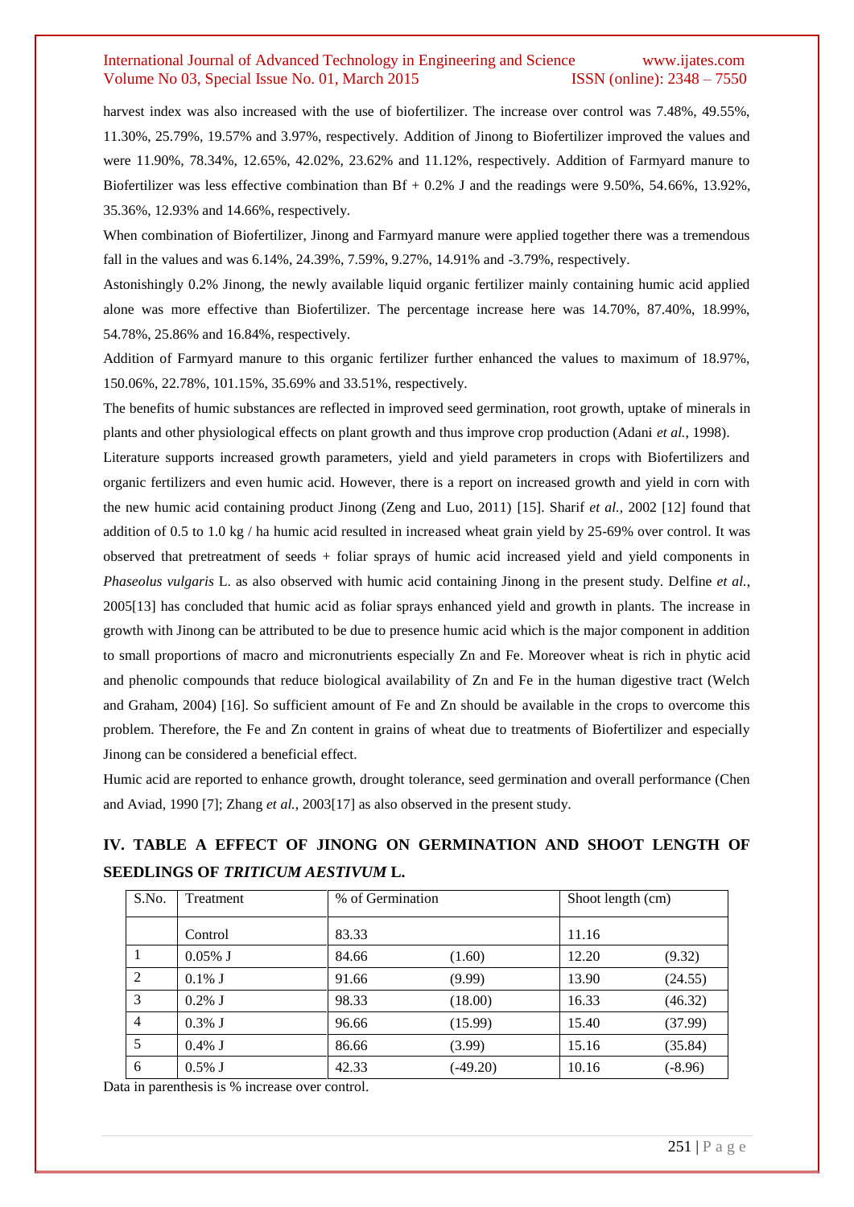harvest index was also increased with the use of biofertilizer. The increase over control was 7.48%, 49.55%, 11.30%, 25.79%, 19.57% and 3.97%, respectively. Addition of Jinong to Biofertilizer improved the values and were 11.90%, 78.34%, 12.65%, 42.02%, 23.62% and 11.12%, respectively. Addition of Farmyard manure to Biofertilizer was less effective combination than Bf + 0.2% J and the readings were 9.50%, 54.66%, 13.92%, 35.36%, 12.93% and 14.66%, respectively.

When combination of Biofertilizer, Jinong and Farmyard manure were applied together there was a tremendous fall in the values and was 6.14%, 24.39%, 7.59%, 9.27%, 14.91% and -3.79%, respectively.

Astonishingly 0.2% Jinong, the newly available liquid organic fertilizer mainly containing humic acid applied alone was more effective than Biofertilizer. The percentage increase here was 14.70%, 87.40%, 18.99%, 54.78%, 25.86% and 16.84%, respectively.

Addition of Farmyard manure to this organic fertilizer further enhanced the values to maximum of 18.97%, 150.06%, 22.78%, 101.15%, 35.69% and 33.51%, respectively.

The benefits of humic substances are reflected in improved seed germination, root growth, uptake of minerals in plants and other physiological effects on plant growth and thus improve crop production (Adani *et al.,* 1998).

Literature supports increased growth parameters, yield and yield parameters in crops with Biofertilizers and organic fertilizers and even humic acid. However, there is a report on increased growth and yield in corn with the new humic acid containing product Jinong (Zeng and Luo, 2011) [15]. Sharif *et al.,* 2002 [12] found that addition of 0.5 to 1.0 kg / ha humic acid resulted in increased wheat grain yield by 25-69% over control. It was observed that pretreatment of seeds + foliar sprays of humic acid increased yield and yield components in *Phaseolus vulgaris* L. as also observed with humic acid containing Jinong in the present study. Delfine *et al.,* 2005[13] has concluded that humic acid as foliar sprays enhanced yield and growth in plants. The increase in growth with Jinong can be attributed to be due to presence humic acid which is the major component in addition to small proportions of macro and micronutrients especially Zn and Fe. Moreover wheat is rich in phytic acid and phenolic compounds that reduce biological availability of Zn and Fe in the human digestive tract (Welch and Graham, 2004) [16]. So sufficient amount of Fe and Zn should be available in the crops to overcome this problem. Therefore, the Fe and Zn content in grains of wheat due to treatments of Biofertilizer and especially Jinong can be considered a beneficial effect.

Humic acid are reported to enhance growth, drought tolerance, seed germination and overall performance (Chen and Aviad, 1990 [7]; Zhang *et al.,* 2003[17] as also observed in the present study.

## IV. TABLE A EFFECT OF JINONG ON GERMINATION AND SHOOT LENGTH OF SEEDLINGS OF *TRITICUM AESTIVUM* L.

| S.No. | Treatment | % of Germination | | Shoot length (cm) | |
|---|---|---|---|---|---|
| | Control | 83.33 | | 11.16 | |
| 1 | 0.05% J | 84.66 | (1.60) | 12.20 | (9.32) |
| 2 | 0.1% J | 91.66 | (9.99) | 13.90 | (24.55) |
| 3 | 0.2% J | 98.33 | (18.00) | 16.33 | (46.32) |
| 4 | 0.3% J | 96.66 | (15.99) | 15.40 | (37.99) |
| 5 | 0.4% J | 86.66 | (3.99) | 15.16 | (35.84) |
| 6 | 0.5% J | 42.33 | (-49.20) | 10.16 | (-8.96) |

Data in parenthesis is % increase over control.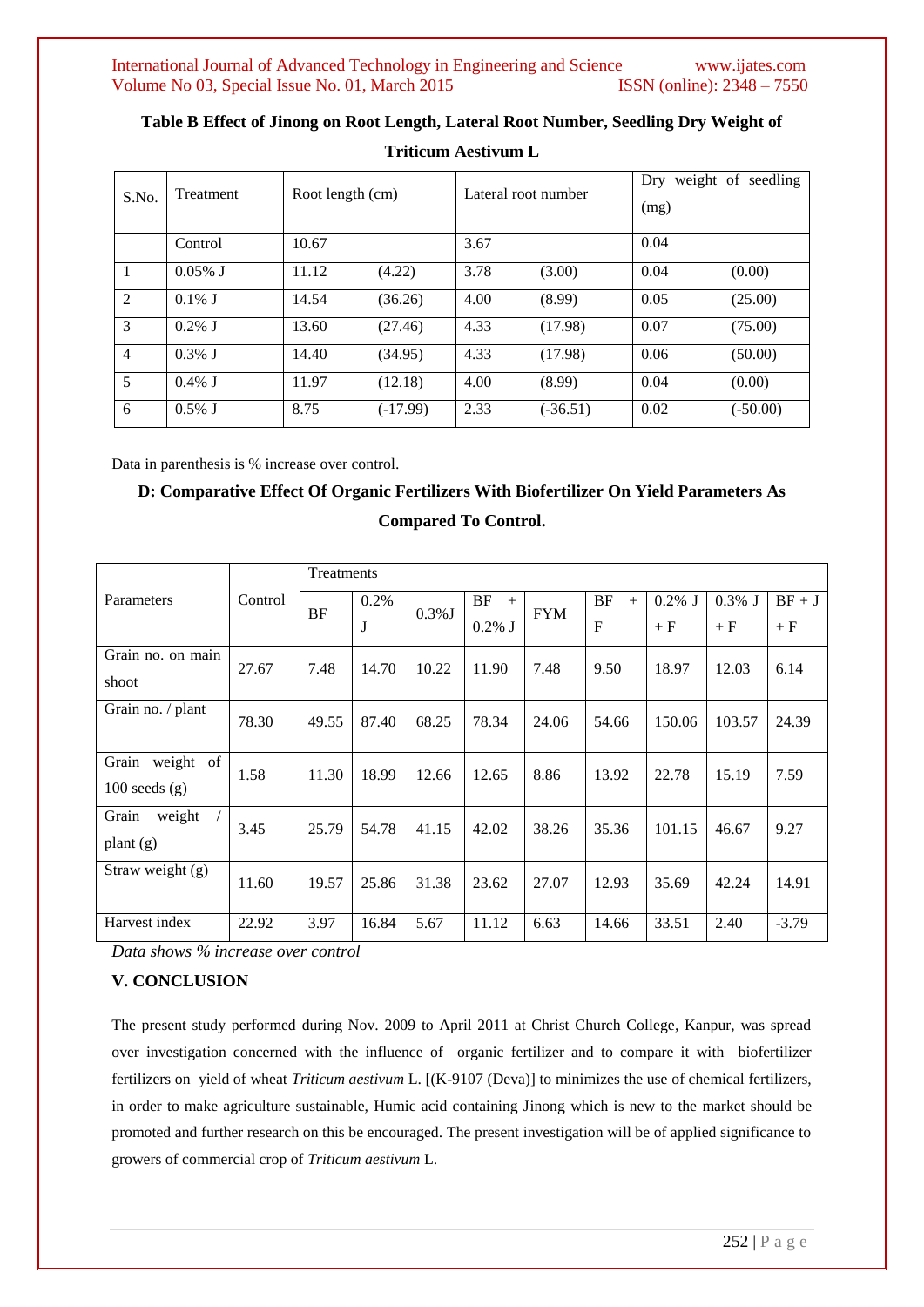**Table B Effect of Jinong on Root Length, Lateral Root Number, Seedling Dry Weight of Triticum Aestivum L**

| S.No. | Treatment | Root length (cm) | | Lateral root number | | Dry weight of seedling (mg) | |
|---|---|---|---|---|---|---|---|
| | Control | 10.67 | | 3.67 | | 0.04 | |
| 1 | 0.05% J | 11.12 | (4.22) | 3.78 | (3.00) | 0.04 | (0.00) |
| 2 | 0.1% J | 14.54 | (36.26) | 4.00 | (8.99) | 0.05 | (25.00) |
| 3 | 0.2% J | 13.60 | (27.46) | 4.33 | (17.98) | 0.07 | (75.00) |
| 4 | 0.3% J | 14.40 | (34.95) | 4.33 | (17.98) | 0.06 | (50.00) |
| 5 | 0.4% J | 11.97 | (12.18) | 4.00 | (8.99) | 0.04 | (0.00) |
| 6 | 0.5% J | 8.75 | (-17.99) | 2.33 | (-36.51) | 0.02 | (-50.00) |

Data in parenthesis is % increase over control.

**D: Comparative Effect Of Organic Fertilizers With Biofertilizer On Yield Parameters As Compared To Control.**

| Parameters | Control | Treatments | | | | | | | | |
|---|---|---|---|---|---|---|---|---|---|---|
| | | BF | 0.2% J | 0.3%J | BF + 0.2% J | FYM | BF + F | 0.2% J + F | 0.3% J + F | BF + J + F |
| Grain no. on main shoot | 27.67 | 7.48 | 14.70 | 10.22 | 11.90 | 7.48 | 9.50 | 18.97 | 12.03 | 6.14 |
| Grain no. / plant | 78.30 | 49.55 | 87.40 | 68.25 | 78.34 | 24.06 | 54.66 | 150.06 | 103.57 | 24.39 |
| Grain weight of 100 seeds (g) | 1.58 | 11.30 | 18.99 | 12.66 | 12.65 | 8.86 | 13.92 | 22.78 | 15.19 | 7.59 |
| Grain weight / plant (g) | 3.45 | 25.79 | 54.78 | 41.15 | 42.02 | 38.26 | 35.36 | 101.15 | 46.67 | 9.27 |
| Straw weight (g) | 11.60 | 19.57 | 25.86 | 31.38 | 23.62 | 27.07 | 12.93 | 35.69 | 42.24 | 14.91 |
| Harvest index | 22.92 | 3.97 | 16.84 | 5.67 | 11.12 | 6.63 | 14.66 | 33.51 | 2.40 | -3.79 |

*Data shows % increase over control*

## V. CONCLUSION

The present study performed during Nov. 2009 to April 2011 at Christ Church College, Kanpur, was spread over investigation concerned with the influence of organic fertilizer and to compare it with biofertilizer fertilizers on yield of wheat *Triticum aestivum* L. [(K-9107 (Deva)] to minimizes the use of chemical fertilizers, in order to make agriculture sustainable, Humic acid containing Jinong which is new to the market should be promoted and further research on this be encouraged. The present investigation will be of applied significance to growers of commercial crop of *Triticum aestivum* L.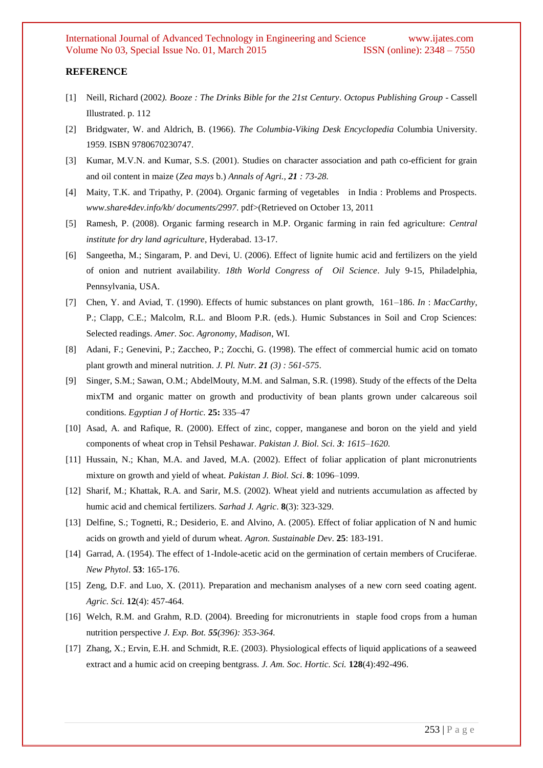## REFERENCE

[1] Neill, Richard (2002*). Booze : The Drinks Bible for the 21st Century*. *Octopus Publishing Group* - Cassell Illustrated. p. 112

[2] Bridgwater, W. and Aldrich, B. (1966). *The Columbia-Viking Desk Encyclopedia* Columbia University. 1959. ISBN 9780670230747.

[3] Kumar, M.V.N. and Kumar, S.S. (2001). Studies on character association and path co-efficient for grain and oil content in maize (*Zea mays* b.) *Annals of Agri., **21** : 73-28.*

[4] Maity, T.K. and Tripathy, P. (2004). Organic farming of vegetables in India : Problems and Prospects. *www.share4dev.info/kb/ documents/2997*. pdf>(Retrieved on October 13, 2011

[5] Ramesh, P. (2008). Organic farming research in M.P. Organic farming in rain fed agriculture: *Central institute for dry land agriculture*, Hyderabad. 13-17.

[6] Sangeetha, M.; Singaram, P. and Devi, U. (2006). Effect of lignite humic acid and fertilizers on the yield of onion and nutrient availability. *18th World Congress of Oil Science*. July 9-15, Philadelphia, Pennsylvania, USA.

[7] Chen, Y. and Aviad, T. (1990). Effects of humic substances on plant growth, 161–186. *In* : *MacCarthy*, P.; Clapp, C.E.; Malcolm, R.L. and Bloom P.R. (eds.). Humic Substances in Soil and Crop Sciences: Selected readings. *Amer. Soc. Agronomy*, *Madison*, WI.

[8] Adani, F.; Genevini, P.; Zaccheo, P.; Zocchi, G. (1998). The effect of commercial humic acid on tomato plant growth and mineral nutrition. *J. Pl. Nutr. **21** (3) : 561-575*.

[9] Singer, S.M.; Sawan, O.M.; AbdelMouty, M.M. and Salman, S.R. (1998). Study of the effects of the Delta mixTM and organic matter on growth and productivity of bean plants grown under calcareous soil conditions. *Egyptian J of Hortic.* **25:** 335–47

[10] Asad, A. and Rafique, R. (2000). Effect of zinc, copper, manganese and boron on the yield and yield components of wheat crop in Tehsil Peshawar. *Pakistan J. Biol. Sci*. ***3**: 1615–1620.*

[11] Hussain, N.; Khan, M.A. and Javed, M.A. (2002). Effect of foliar application of plant micronutrients mixture on growth and yield of wheat. *Pakistan J. Biol. Sci*. **8**: 1096–1099.

[12] Sharif, M.; Khattak, R.A. and Sarir, M.S. (2002). Wheat yield and nutrients accumulation as affected by humic acid and chemical fertilizers. *Sarhad J. Agric*. **8**(3): 323-329.

[13] Delfine, S.; Tognetti, R.; Desiderio, E. and Alvino, A. (2005). Effect of foliar application of N and humic acids on growth and yield of durum wheat. *Agron. Sustainable Dev*. **25**: 183-191.

[14] Garrad, A. (1954). The effect of 1-Indole-acetic acid on the germination of certain members of Cruciferae. *New Phytol*. **53**: 165-176.

[15] Zeng, D.F. and Luo, X. (2011). Preparation and mechanism analyses of a new corn seed coating agent. *Agric. Sci.* **12**(4): 457-464.

[16] Welch, R.M. and Grahm, R.D. (2004). Breeding for micronutrients in staple food crops from a human nutrition perspective *J. Exp. Bot. **55**(396): 353-364.*

[17] Zhang, X.; Ervin, E.H. and Schmidt, R.E. (2003). Physiological effects of liquid applications of a seaweed extract and a humic acid on creeping bentgrass. *J. Am. Soc. Hortic. Sci.* **128**(4):492-496.